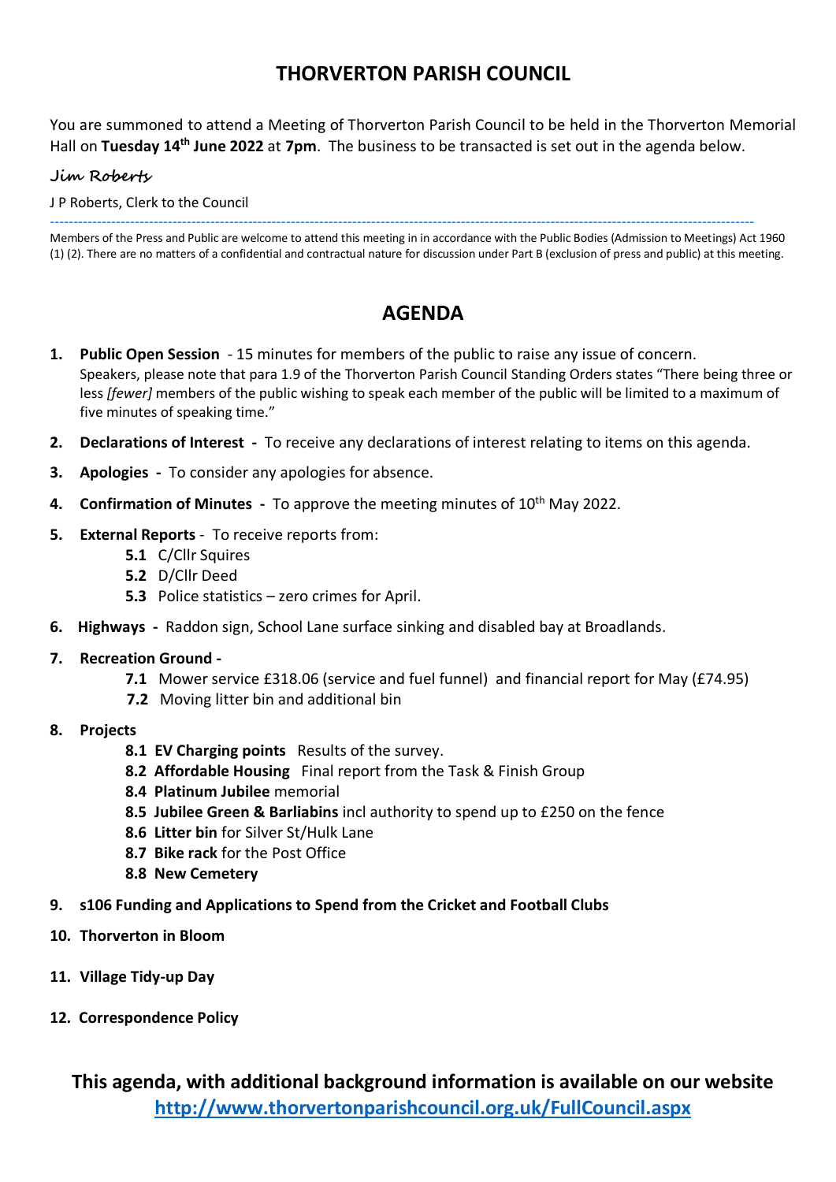# THORVERTON PARISH COUNCIL

You are summoned to attend a Meeting of Thorverton Parish Council to be held in the Thorverton Memorial Hall on **Tuesday 14th June 2022** at **7pm**. The business to be transacted is set out in the agenda below.

*Jim Roberts*

J P Roberts, Clerk to the Council

---

Members of the Press and Public are welcome to attend this meeting in in accordance with the Public Bodies (Admission to Meetings) Act 1960 (1) (2). There are no matters of a confidential and contractual nature for discussion under Part B (exclusion of press and public) at this meeting.

## AGENDA

1. **Public Open Session** - 15 minutes for members of the public to raise any issue of concern.
   Speakers, please note that para 1.9 of the Thorverton Parish Council Standing Orders states "There being three or less *[fewer]* members of the public wishing to speak each member of the public will be limited to a maximum of five minutes of speaking time."
2. **Declarations of Interest -** To receive any declarations of interest relating to items on this agenda.
3. **Apologies -** To consider any apologies for absence.
4. **Confirmation of Minutes -** To approve the meeting minutes of 10th May 2022.
5. **External Reports** - To receive reports from:
   - **5.1** C/Cllr Squires
   - **5.2** D/Cllr Deed
   - **5.3** Police statistics – zero crimes for April.
6. **Highways -** Raddon sign, School Lane surface sinking and disabled bay at Broadlands.
7. **Recreation Ground -**
   - **7.1** Mower service £318.06 (service and fuel funnel) and financial report for May (£74.95)
   - **7.2** Moving litter bin and additional bin
8. **Projects**
   - **8.1 EV Charging points** Results of the survey.
   - **8.2 Affordable Housing** Final report from the Task & Finish Group
   - **8.4 Platinum Jubilee** memorial
   - **8.5 Jubilee Green & Barliabins** incl authority to spend up to £250 on the fence
   - **8.6 Litter bin** for Silver St/Hulk Lane
   - **8.7 Bike rack** for the Post Office
   - **8.8 New Cemetery**
9. **s106 Funding and Applications to Spend from the Cricket and Football Clubs**
10. **Thorverton in Bloom**
11. **Village Tidy-up Day**
12. **Correspondence Policy**

**This agenda, with additional background information is available on our website**
**http://www.thorvertonparishcouncil.org.uk/FullCouncil.aspx**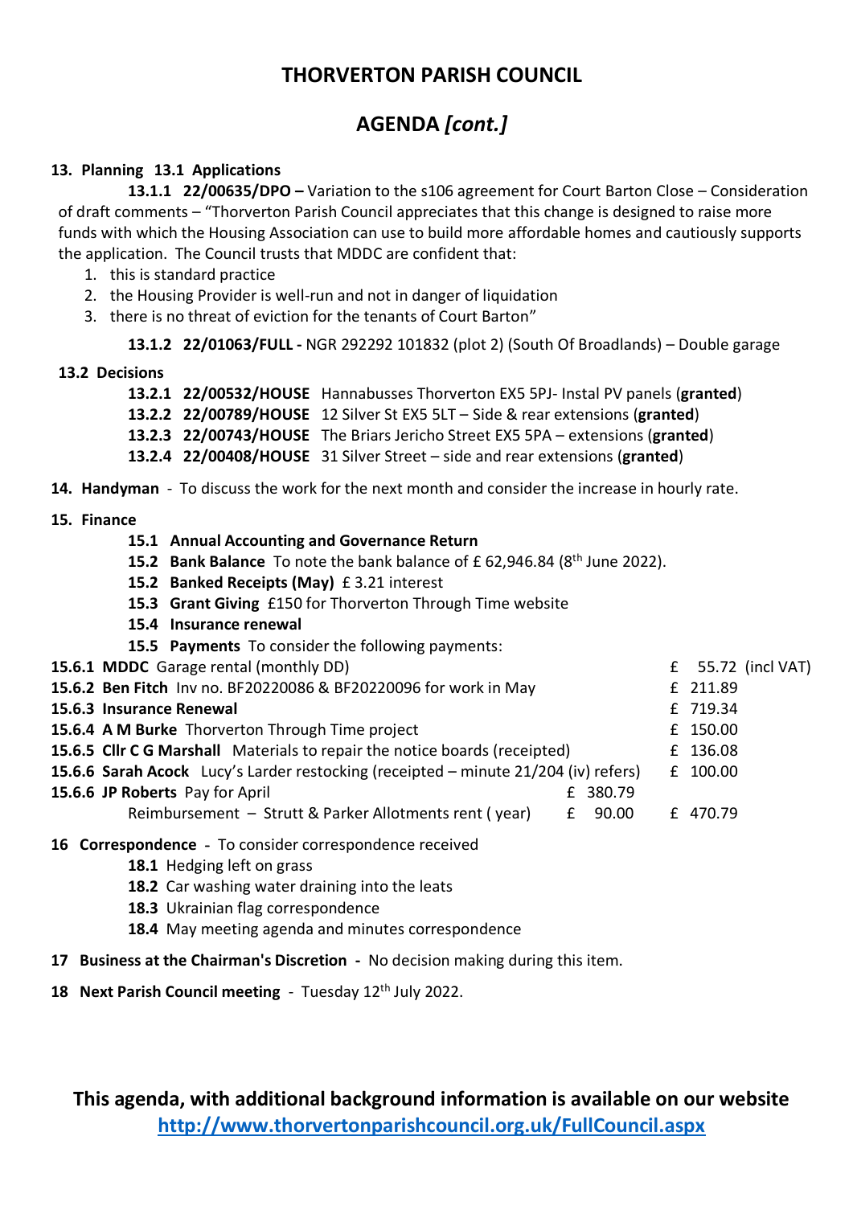# THORVERTON PARISH COUNCIL

## AGENDA *[cont.]*

**13. Planning 13.1 Applications**

**13.1.1 22/00635/DPO –** Variation to the s106 agreement for Court Barton Close – Consideration of draft comments – "Thorverton Parish Council appreciates that this change is designed to raise more funds with which the Housing Association can use to build more affordable homes and cautiously supports the application. The Council trusts that MDDC are confident that:

1. this is standard practice
2. the Housing Provider is well-run and not in danger of liquidation
3. there is no threat of eviction for the tenants of Court Barton"

**13.1.2 22/01063/FULL -** NGR 292292 101832 (plot 2) (South Of Broadlands) – Double garage

**13.2 Decisions**

**13.2.1 22/00532/HOUSE** Hannabusses Thorverton EX5 5PJ- Instal PV panels (**granted**)
**13.2.2 22/00789/HOUSE** 12 Silver St EX5 5LT – Side & rear extensions (**granted**)
**13.2.3 22/00743/HOUSE** The Briars Jericho Street EX5 5PA – extensions (**granted**)
**13.2.4 22/00408/HOUSE** 31 Silver Street – side and rear extensions (**granted**)

**14. Handyman** - To discuss the work for the next month and consider the increase in hourly rate.

**15. Finance**

**15.1 Annual Accounting and Governance Return**
**15.2 Bank Balance** To note the bank balance of £ 62,946.84 (8th June 2022).
**15.2 Banked Receipts (May)** £ 3.21 interest
**15.3 Grant Giving** £150 for Thorverton Through Time website
**15.4 Insurance renewal**
**15.5 Payments** To consider the following payments:

| | | |
|---|---|---|
| **15.6.1 MDDC** Garage rental (monthly DD) | | £ 55.72 (incl VAT) |
| **15.6.2 Ben Fitch** Inv no. BF20220086 & BF20220096 for work in May | | £ 211.89 |
| **15.6.3 Insurance Renewal** | | £ 719.34 |
| **15.6.4 A M Burke** Thorverton Through Time project | | £ 150.00 |
| **15.6.5 Cllr C G Marshall** Materials to repair the notice boards (receipted) | | £ 136.08 |
| **15.6.6 Sarah Acock** Lucy's Larder restocking (receipted – minute 21/204 (iv) refers) | | £ 100.00 |
| **15.6.6 JP Roberts** Pay for April | £ 380.79 | |
| Reimbursement – Strutt & Parker Allotments rent ( year) | £ 90.00 | £ 470.79 |

**16 Correspondence** - To consider correspondence received

**18.1** Hedging left on grass
**18.2** Car washing water draining into the leats
**18.3** Ukrainian flag correspondence
**18.4** May meeting agenda and minutes correspondence

**17 Business at the Chairman's Discretion -** No decision making during this item.

**18 Next Parish Council meeting** - Tuesday 12th July 2022.

**This agenda, with additional background information is available on our website**
**http://www.thorvertonparishcouncil.org.uk/FullCouncil.aspx**